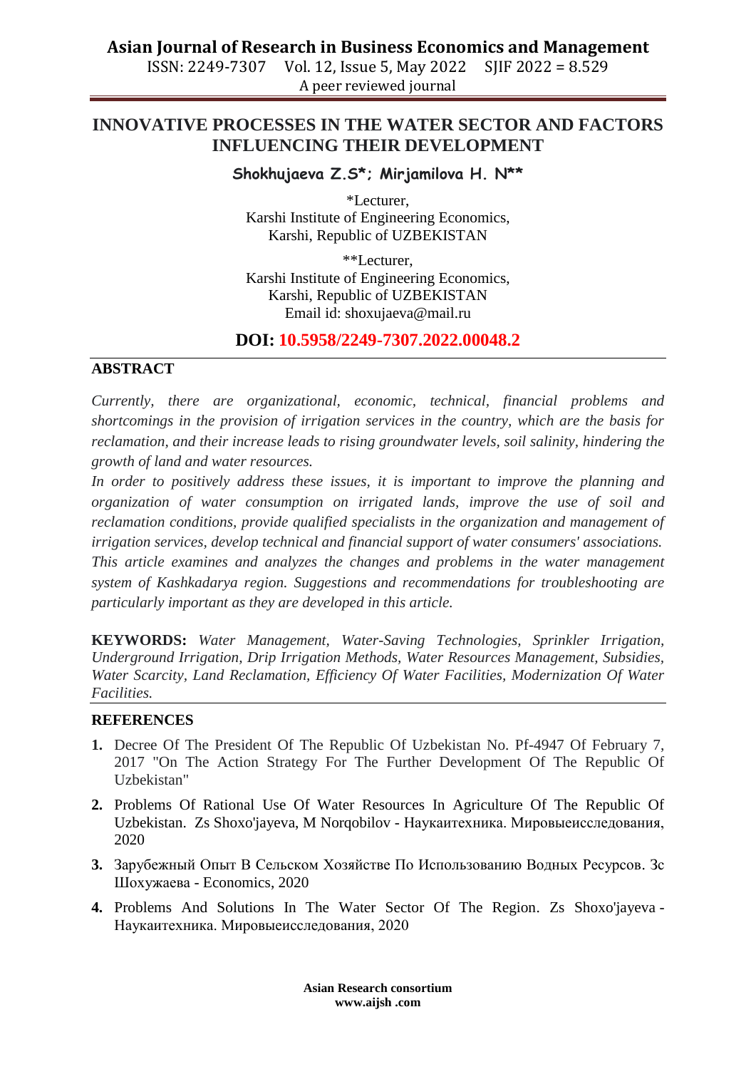# INNOVATIVE PROCESSES IN THE WATER SECTOR AND FACTORS INFLUENCING THEIR DEVELOPMENT

**Shokhujaeva Z.S*; Mirjamilova H. N****

*Lecturer,
Karshi Institute of Engineering Economics,
Karshi, Republic of UZBEKISTAN

**Lecturer,
Karshi Institute of Engineering Economics,
Karshi, Republic of UZBEKISTAN
Email id: shoxujaeva@mail.ru

**DOI: 10.5958/2249-7307.2022.00048.2**

## ABSTRACT

*Currently, there are organizational, economic, technical, financial problems and shortcomings in the provision of irrigation services in the country, which are the basis for reclamation, and their increase leads to rising groundwater levels, soil salinity, hindering the growth of land and water resources.*

*In order to positively address these issues, it is important to improve the planning and organization of water consumption on irrigated lands, improve the use of soil and reclamation conditions, provide qualified specialists in the organization and management of irrigation services, develop technical and financial support of water consumers' associations. This article examines and analyzes the changes and problems in the water management system of Kashkadarya region. Suggestions and recommendations for troubleshooting are particularly important as they are developed in this article.*

**KEYWORDS:** *Water Management, Water-Saving Technologies, Sprinkler Irrigation, Underground Irrigation, Drip Irrigation Methods, Water Resources Management, Subsidies, Water Scarcity, Land Reclamation, Efficiency Of Water Facilities, Modernization Of Water Facilities.*

## REFERENCES

1. Decree Of The President Of The Republic Of Uzbekistan No. Pf-4947 Of February 7, 2017 "On The Action Strategy For The Further Development Of The Republic Of Uzbekistan"
2. Problems Of Rational Use Of Water Resources In Agriculture Of The Republic Of Uzbekistan. Zs Shoxo'jayeva, M Norqobilov - Наукаитехника. Мировыеисследования, 2020
3. Зарубежный Опыт В Сельском Хозяйстве По Использованию Водных Ресурсов. Зс Шохужаева - Economics, 2020
4. Problems And Solutions In The Water Sector Of The Region. Zs Shoxo'jayeva - Наукаитехника. Мировыеисследования, 2020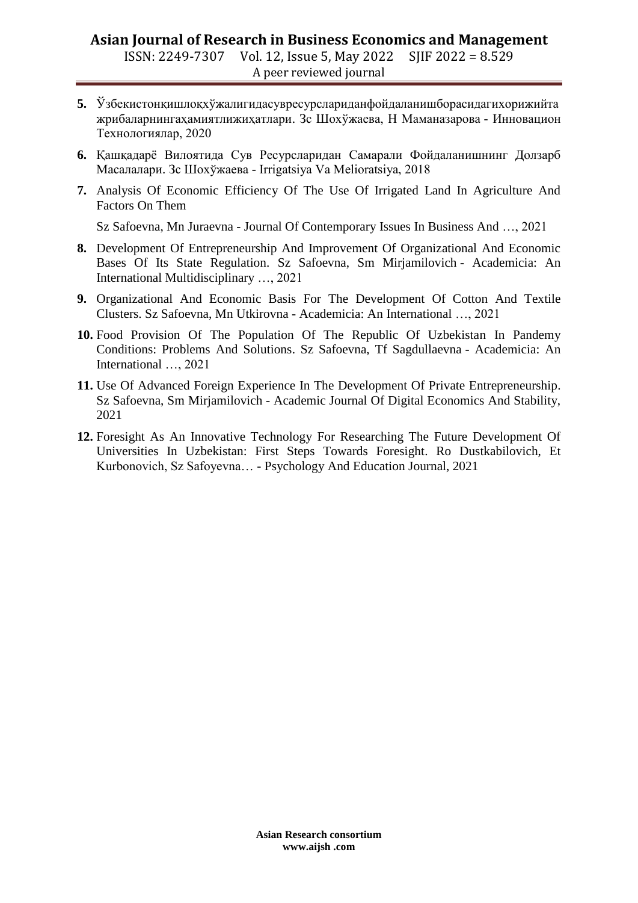5. Ўзбекистонқишлоқхўжалигидасуврессурсларидан фойдаланишборасидагихорижийта жрибаларнингаҳамиятлижиҳатлари. Зс Шохўжаева, Н Маманазарова - Инновацион Технологиялар, 2020

6. Қашқадарё Вилоятида Сув Ресурсларидан Самарали Фойдаланишнинг Долзарб Масалалари. Зс Шохўжаева - Irrigatsiya Va Melioratsiya, 2018

7. Analysis Of Economic Efficiency Of The Use Of Irrigated Land In Agriculture And Factors On Them

   Sz Safoevna, Mn Juraevna - Journal Of Contemporary Issues In Business And …, 2021

8. Development Of Entrepreneurship And Improvement Of Organizational And Economic Bases Of Its State Regulation. Sz Safoevna, Sm Mirjamilovich - Academicia: An International Multidisciplinary …, 2021

9. Organizational And Economic Basis For The Development Of Cotton And Textile Clusters. Sz Safoevna, Mn Utkirovna - Academicia: An International …, 2021

10. Food Provision Of The Population Of The Republic Of Uzbekistan In Pandemy Conditions: Problems And Solutions. Sz Safoevna, Tf Sagdullaevna - Academicia: An International …, 2021

11. Use Of Advanced Foreign Experience In The Development Of Private Entrepreneurship. Sz Safoevna, Sm Mirjamilovich - Academic Journal Of Digital Economics And Stability, 2021

12. Foresight As An Innovative Technology For Researching The Future Development Of Universities In Uzbekistan: First Steps Towards Foresight. Ro Dustkabilovich, Et Kurbonovich, Sz Safoyevna… - Psychology And Education Journal, 2021